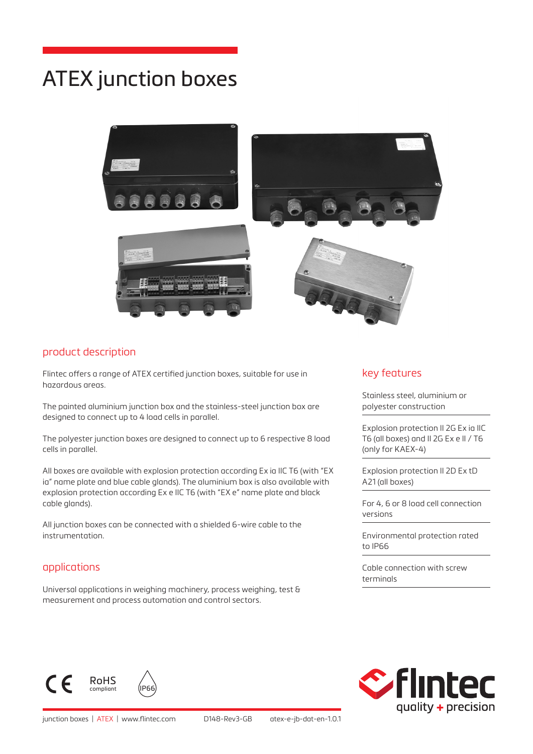# ATEX junction boxes

## product description

Flintec offers a range of ATEX certified junction boxes, suitable for use in hazardous areas.

The painted aluminium junction box and the stainless-steel junction box are designed to connect up to 4 load cells in parallel.

The polyester junction boxes are designed to connect up to 6 respective 8 load cells in parallel.

All boxes are available with explosion protection according Ex ia IIC T6 (with "EX ia" name plate and blue cable glands). The aluminium box is also available with explosion protection according Ex e IIC T6 (with "EX e" name plate and black cable glands).

All junction boxes can be connected with a shielded 6-wire cable to the instrumentation.

## applications

Universal applications in weighing machinery, process weighing, test & measurement and process automation and control sectors.

## key features

- Stainless steel, aluminium or polyester construction
- Explosion protection II 2G Ex ia IIC T6 (all boxes) and II 2G Ex e II / T6 (only for KAEX-4)
- Explosion protection II 2D Ex tD A21 (all boxes)
- For 4, 6 or 8 load cell connection versions
- Environmental protection rated to IP66
- Cable connection with screw terminals

CE RoHS compliant IP66

flintec quality + precision

junction boxes | ATEX | www.flintec.com D148-Rev3-GB atex-e-jb-dat-en-1.0.1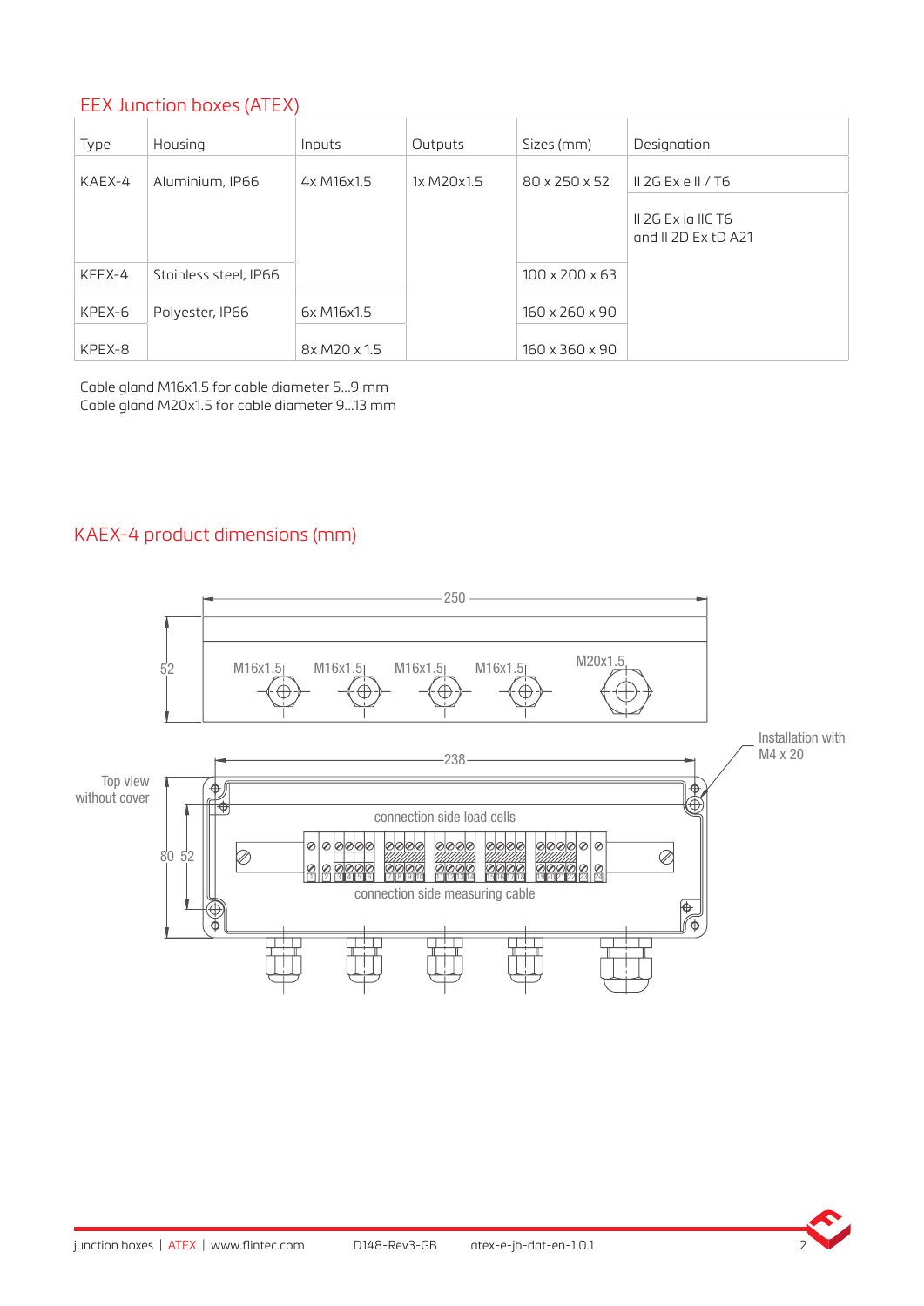## EEX Junction boxes (ATEX)

| Type | Housing | Inputs | Outputs | Sizes (mm) | Designation |
|---|---|---|---|---|---|
| KAEX-4 | Aluminium, IP66 | 4x M16x1.5 | 1x M20x1.5 | 80 x 250 x 52 | II 2G Ex e II / T6 |
| | | | | | II 2G Ex ia IIC T6 and II 2D Ex tD A21 |
| KEEX-4 | Stainless steel, IP66 | | | 100 x 200 x 63 | |
| KPEX-6 | Polyester, IP66 | 6x M16x1.5 | | 160 x 260 x 90 | |
| KPEX-8 | | 8x M20 x 1.5 | | 160 x 360 x 90 | |

Cable gland M16x1.5 for cable diameter 5...9 mm
Cable gland M20x1.5 for cable diameter 9...13 mm

## KAEX-4 product dimensions (mm)

250

52

M16x1.5 M16x1.5 M16x1.5 M16x1.5 M20x1.5

238

Installation with M4 x 20

Top view without cover

80 52

connection side load cells

connection side measuring cable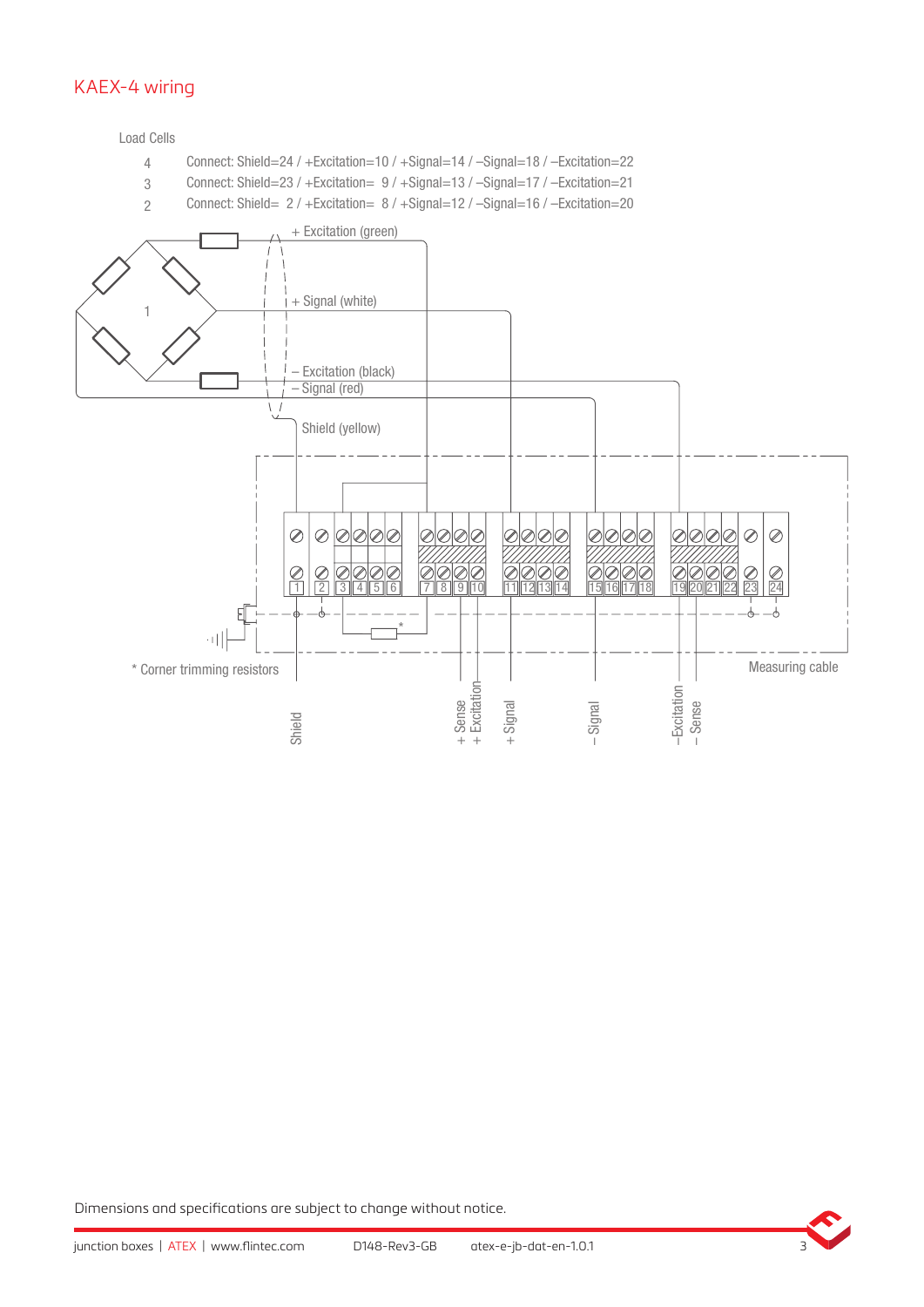## KAEX-4 wiring

Load Cells

4 Connect: Shield=24 / +Excitation=10 / +Signal=14 / –Signal=18 / –Excitation=22

3 Connect: Shield=23 / +Excitation= 9 / +Signal=13 / –Signal=17 / –Excitation=21

2 Connect: Shield= 2 / +Excitation= 8 / +Signal=12 / –Signal=16 / –Excitation=20

1

+ Excitation (green)

+ Signal (white)

– Excitation (black)

– Signal (red)

Shield (yellow)

1 2 3 4 5 6 7 8 9 10 11 12 13 14 15 16 17 18 19 20 21 22 23 24

\* Corner trimming resistors

Measuring cable

Shield

+ Sense

+ Excitation

+ Signal

– Signal

– Excitation

– Sense

Dimensions and specifications are subject to change without notice.